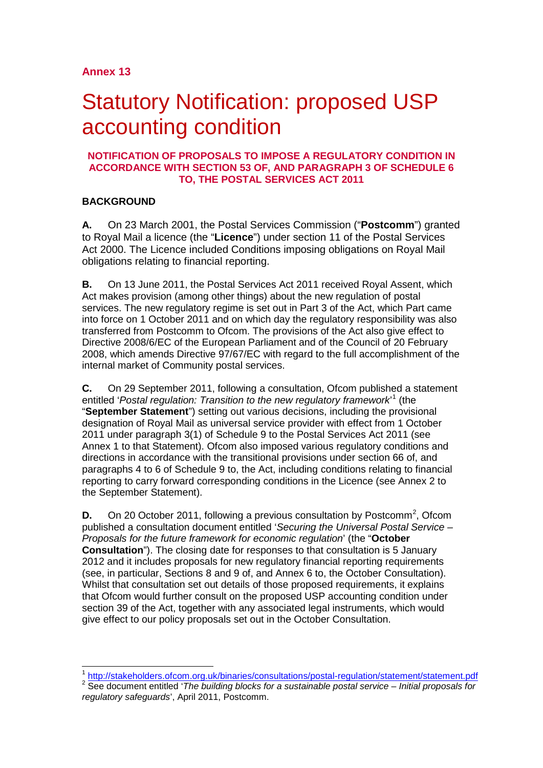**Annex 13**

# Statutory Notification: proposed USP accounting condition

**NOTIFICATION OF PROPOSALS TO IMPOSE A REGULATORY CONDITION IN ACCORDANCE WITH SECTION 53 OF, AND PARAGRAPH 3 OF SCHEDULE 6 TO, THE POSTAL SERVICES ACT 2011**

**BACKGROUND**

**A.** On 23 March 2001, the Postal Services Commission ("**Postcomm**") granted to Royal Mail a licence (the "**Licence**") under section 11 of the Postal Services Act 2000. The Licence included Conditions imposing obligations on Royal Mail obligations relating to financial reporting.

**B.** On 13 June 2011, the Postal Services Act 2011 received Royal Assent, which Act makes provision (among other things) about the new regulation of postal services. The new regulatory regime is set out in Part 3 of the Act, which Part came into force on 1 October 2011 and on which day the regulatory responsibility was also transferred from Postcomm to Ofcom. The provisions of the Act also give effect to Directive 2008/6/EC of the European Parliament and of the Council of 20 February 2008, which amends Directive 97/67/EC with regard to the full accomplishment of the internal market of Community postal services.

**C.** On 29 September 2011, following a consultation, Ofcom published a statement entitled '*Postal regulation: Transition to the new regulatory framework*'[1] (the "**September Statement**") setting out various decisions, including the provisional designation of Royal Mail as universal service provider with effect from 1 October 2011 under paragraph 3(1) of Schedule 9 to the Postal Services Act 2011 (see Annex 1 to that Statement). Ofcom also imposed various regulatory conditions and directions in accordance with the transitional provisions under section 66 of, and paragraphs 4 to 6 of Schedule 9 to, the Act, including conditions relating to financial reporting to carry forward corresponding conditions in the Licence (see Annex 2 to the September Statement).

**D.** On 20 October 2011, following a previous consultation by Postcomm[2], Ofcom published a consultation document entitled '*Securing the Universal Postal Service – Proposals for the future framework for economic regulation*' (the "**October Consultation**"). The closing date for responses to that consultation is 5 January 2012 and it includes proposals for new regulatory financial reporting requirements (see, in particular, Sections 8 and 9 of, and Annex 6 to, the October Consultation). Whilst that consultation set out details of those proposed requirements, it explains that Ofcom would further consult on the proposed USP accounting condition under section 39 of the Act, together with any associated legal instruments, which would give effect to our policy proposals set out in the October Consultation.

---

[1] http://stakeholders.ofcom.org.uk/binaries/consultations/postal-regulation/statement/statement.pdf

[2] See document entitled '*The building blocks for a sustainable postal service – Initial proposals for regulatory safeguards*', April 2011, Postcomm.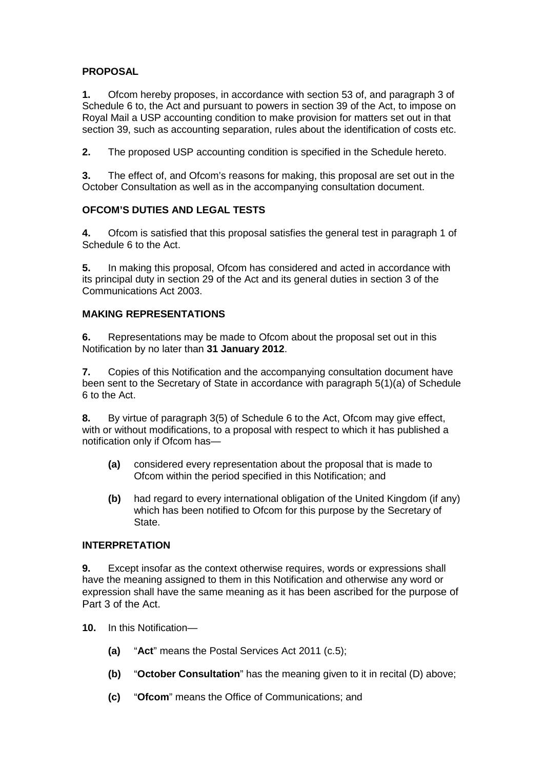**PROPOSAL**

**1.** Ofcom hereby proposes, in accordance with section 53 of, and paragraph 3 of Schedule 6 to, the Act and pursuant to powers in section 39 of the Act, to impose on Royal Mail a USP accounting condition to make provision for matters set out in that section 39, such as accounting separation, rules about the identification of costs etc.

**2.** The proposed USP accounting condition is specified in the Schedule hereto.

**3.** The effect of, and Ofcom's reasons for making, this proposal are set out in the October Consultation as well as in the accompanying consultation document.

**OFCOM'S DUTIES AND LEGAL TESTS**

**4.** Ofcom is satisfied that this proposal satisfies the general test in paragraph 1 of Schedule 6 to the Act.

**5.** In making this proposal, Ofcom has considered and acted in accordance with its principal duty in section 29 of the Act and its general duties in section 3 of the Communications Act 2003.

**MAKING REPRESENTATIONS**

**6.** Representations may be made to Ofcom about the proposal set out in this Notification by no later than **31 January 2012**.

**7.** Copies of this Notification and the accompanying consultation document have been sent to the Secretary of State in accordance with paragraph 5(1)(a) of Schedule 6 to the Act.

**8.** By virtue of paragraph 3(5) of Schedule 6 to the Act, Ofcom may give effect, with or without modifications, to a proposal with respect to which it has published a notification only if Ofcom has—

- **(a)** considered every representation about the proposal that is made to Ofcom within the period specified in this Notification; and
- **(b)** had regard to every international obligation of the United Kingdom (if any) which has been notified to Ofcom for this purpose by the Secretary of State.

**INTERPRETATION**

**9.** Except insofar as the context otherwise requires, words or expressions shall have the meaning assigned to them in this Notification and otherwise any word or expression shall have the same meaning as it has been ascribed for the purpose of Part 3 of the Act.

**10.** In this Notification—

- **(a)** "**Act**" means the Postal Services Act 2011 (c.5);
- **(b)** "**October Consultation**" has the meaning given to it in recital (D) above;
- **(c)** "**Ofcom**" means the Office of Communications; and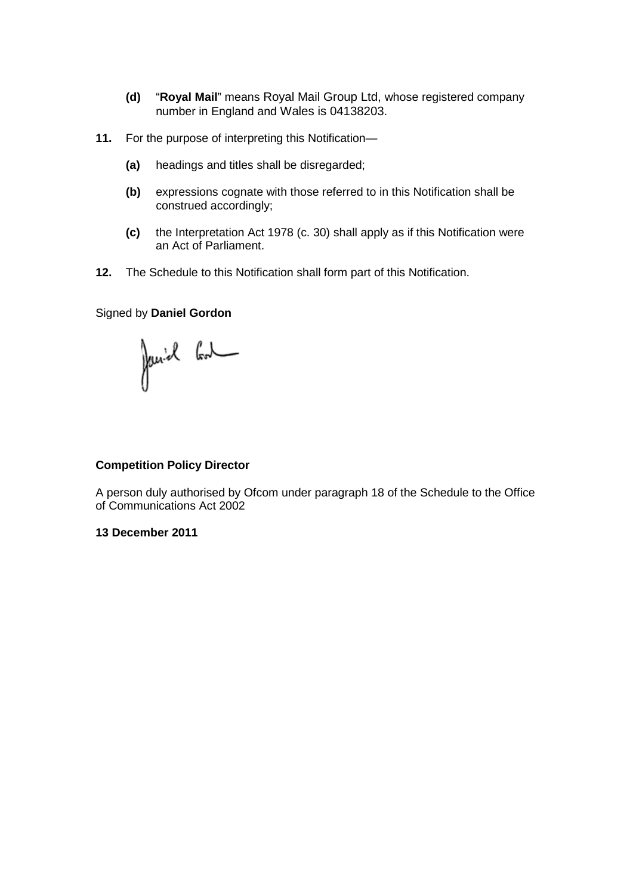**(d)** "**Royal Mail**" means Royal Mail Group Ltd, whose registered company number in England and Wales is 04138203.

**11.** For the purpose of interpreting this Notification—

**(a)** headings and titles shall be disregarded;

**(b)** expressions cognate with those referred to in this Notification shall be construed accordingly;

**(c)** the Interpretation Act 1978 (c. 30) shall apply as if this Notification were an Act of Parliament.

**12.** The Schedule to this Notification shall form part of this Notification.

Signed by **Daniel Gordon**

**Competition Policy Director**

A person duly authorised by Ofcom under paragraph 18 of the Schedule to the Office of Communications Act 2002

**13 December 2011**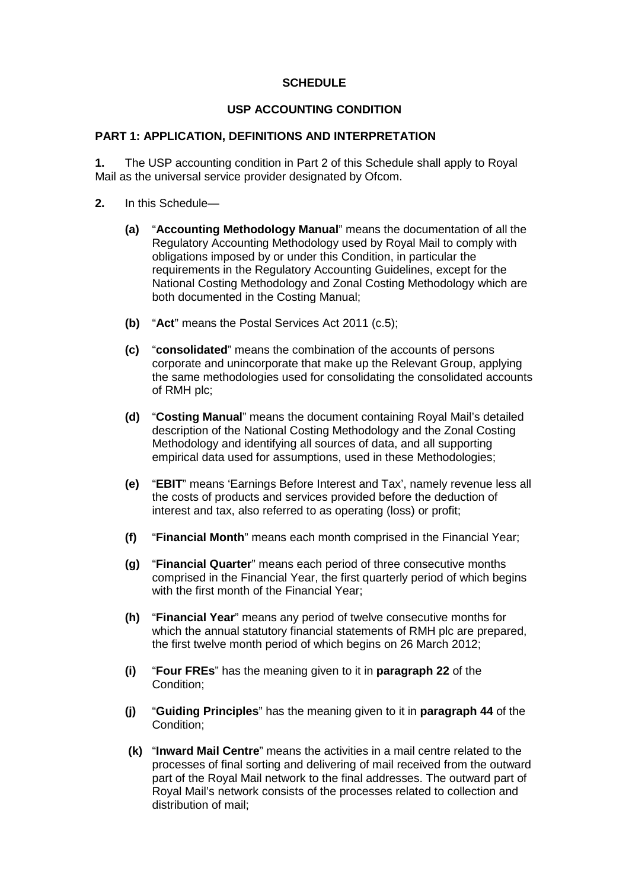**SCHEDULE**

**USP ACCOUNTING CONDITION**

**PART 1: APPLICATION, DEFINITIONS AND INTERPRETATION**

**1.** The USP accounting condition in Part 2 of this Schedule shall apply to Royal Mail as the universal service provider designated by Ofcom.

**2.** In this Schedule—

- **(a)** "**Accounting Methodology Manual**" means the documentation of all the Regulatory Accounting Methodology used by Royal Mail to comply with obligations imposed by or under this Condition, in particular the requirements in the Regulatory Accounting Guidelines, except for the National Costing Methodology and Zonal Costing Methodology which are both documented in the Costing Manual;

- **(b)** "**Act**" means the Postal Services Act 2011 (c.5);

- **(c)** "**consolidated**" means the combination of the accounts of persons corporate and unincorporate that make up the Relevant Group, applying the same methodologies used for consolidating the consolidated accounts of RMH plc;

- **(d)** "**Costing Manual**" means the document containing Royal Mail's detailed description of the National Costing Methodology and the Zonal Costing Methodology and identifying all sources of data, and all supporting empirical data used for assumptions, used in these Methodologies;

- **(e)** "**EBIT**" means 'Earnings Before Interest and Tax', namely revenue less all the costs of products and services provided before the deduction of interest and tax, also referred to as operating (loss) or profit;

- **(f)** "**Financial Month**" means each month comprised in the Financial Year;

- **(g)** "**Financial Quarter**" means each period of three consecutive months comprised in the Financial Year, the first quarterly period of which begins with the first month of the Financial Year;

- **(h)** "**Financial Year**" means any period of twelve consecutive months for which the annual statutory financial statements of RMH plc are prepared, the first twelve month period of which begins on 26 March 2012;

- **(i)** "**Four FREs**" has the meaning given to it in **paragraph 22** of the Condition;

- **(j)** "**Guiding Principles**" has the meaning given to it in **paragraph 44** of the Condition;

- **(k)** "**Inward Mail Centre**" means the activities in a mail centre related to the processes of final sorting and delivering of mail received from the outward part of the Royal Mail network to the final addresses. The outward part of Royal Mail's network consists of the processes related to collection and distribution of mail;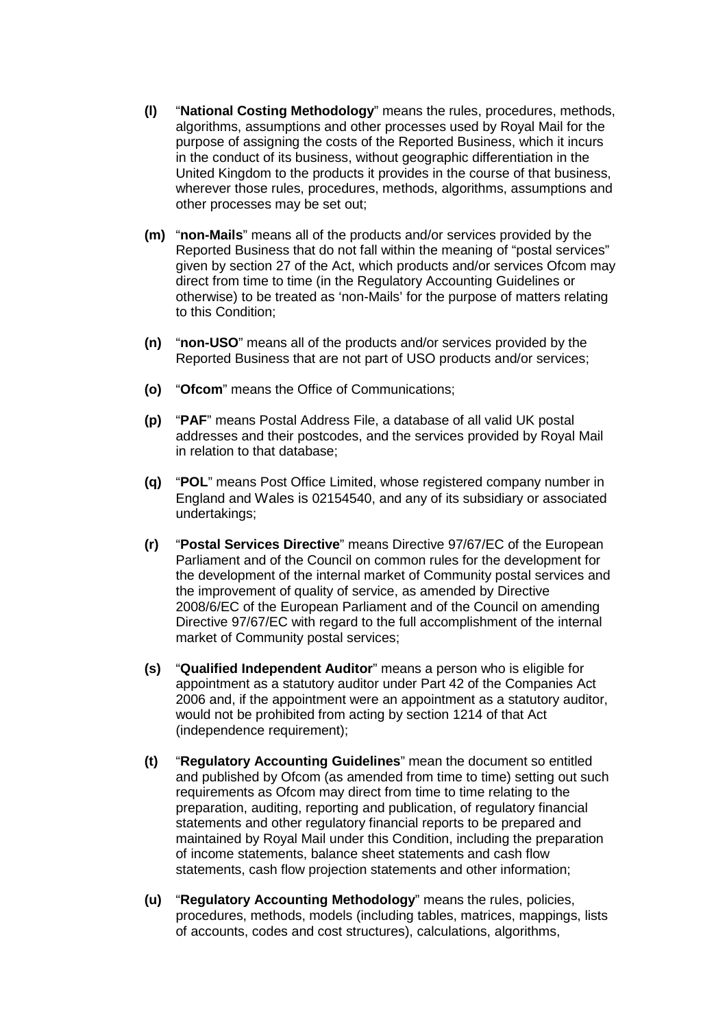**(l)** "**National Costing Methodology**" means the rules, procedures, methods, algorithms, assumptions and other processes used by Royal Mail for the purpose of assigning the costs of the Reported Business, which it incurs in the conduct of its business, without geographic differentiation in the United Kingdom to the products it provides in the course of that business, wherever those rules, procedures, methods, algorithms, assumptions and other processes may be set out;

**(m)** "**non-Mails**" means all of the products and/or services provided by the Reported Business that do not fall within the meaning of "postal services" given by section 27 of the Act, which products and/or services Ofcom may direct from time to time (in the Regulatory Accounting Guidelines or otherwise) to be treated as 'non-Mails' for the purpose of matters relating to this Condition;

**(n)** "**non-USO**" means all of the products and/or services provided by the Reported Business that are not part of USO products and/or services;

**(o)** "**Ofcom**" means the Office of Communications;

**(p)** "**PAF**" means Postal Address File, a database of all valid UK postal addresses and their postcodes, and the services provided by Royal Mail in relation to that database;

**(q)** "**POL**" means Post Office Limited, whose registered company number in England and Wales is 02154540, and any of its subsidiary or associated undertakings;

**(r)** "**Postal Services Directive**" means Directive 97/67/EC of the European Parliament and of the Council on common rules for the development for the development of the internal market of Community postal services and the improvement of quality of service, as amended by Directive 2008/6/EC of the European Parliament and of the Council on amending Directive 97/67/EC with regard to the full accomplishment of the internal market of Community postal services;

**(s)** "**Qualified Independent Auditor**" means a person who is eligible for appointment as a statutory auditor under Part 42 of the Companies Act 2006 and, if the appointment were an appointment as a statutory auditor, would not be prohibited from acting by section 1214 of that Act (independence requirement);

**(t)** "**Regulatory Accounting Guidelines**" mean the document so entitled and published by Ofcom (as amended from time to time) setting out such requirements as Ofcom may direct from time to time relating to the preparation, auditing, reporting and publication, of regulatory financial statements and other regulatory financial reports to be prepared and maintained by Royal Mail under this Condition, including the preparation of income statements, balance sheet statements and cash flow statements, cash flow projection statements and other information;

**(u)** "**Regulatory Accounting Methodology**" means the rules, policies, procedures, methods, models (including tables, matrices, mappings, lists of accounts, codes and cost structures), calculations, algorithms,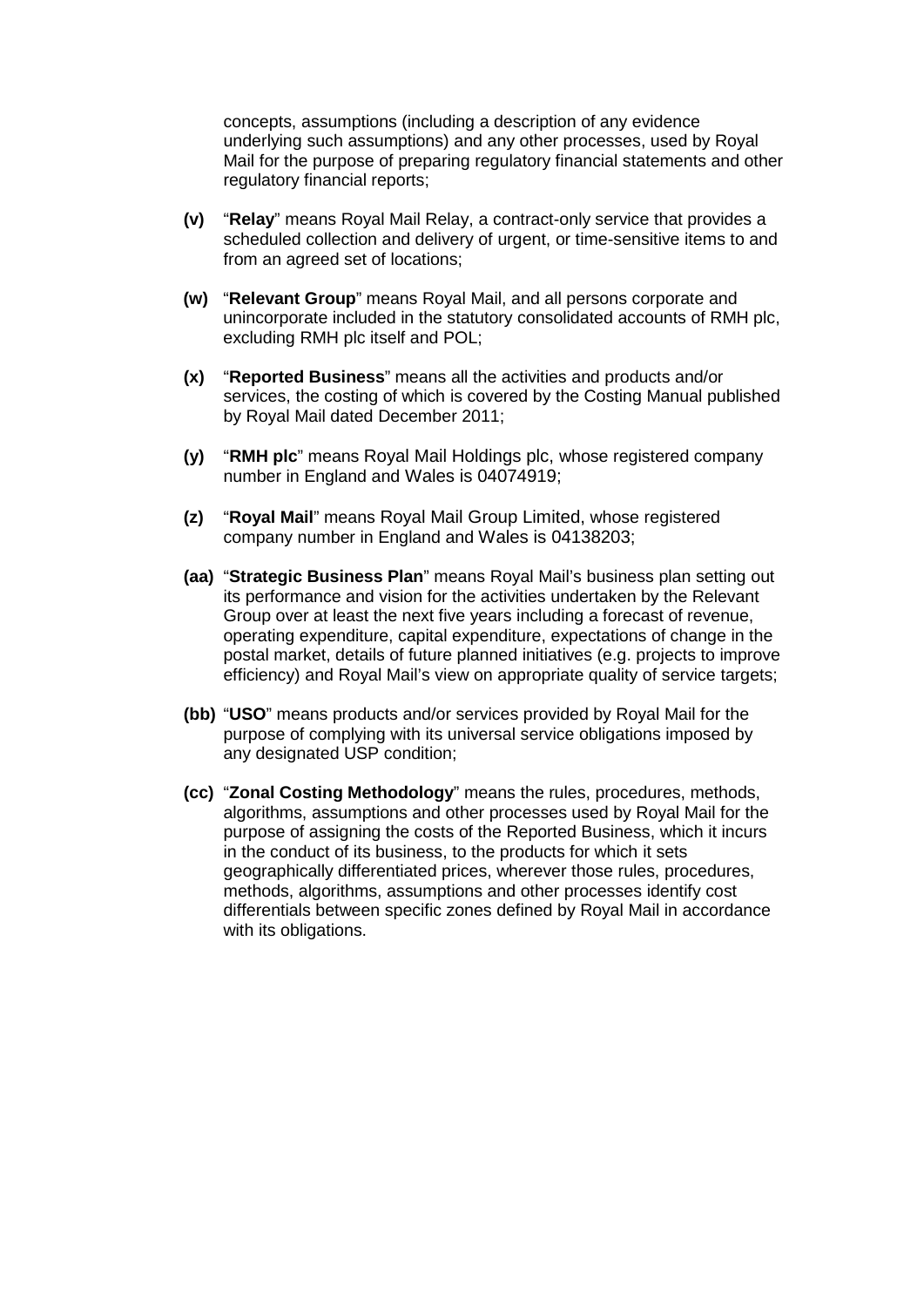concepts, assumptions (including a description of any evidence underlying such assumptions) and any other processes, used by Royal Mail for the purpose of preparing regulatory financial statements and other regulatory financial reports;

**(v)** "**Relay**" means Royal Mail Relay, a contract-only service that provides a scheduled collection and delivery of urgent, or time-sensitive items to and from an agreed set of locations;

**(w)** "**Relevant Group**" means Royal Mail, and all persons corporate and unincorporate included in the statutory consolidated accounts of RMH plc, excluding RMH plc itself and POL;

**(x)** "**Reported Business**" means all the activities and products and/or services, the costing of which is covered by the Costing Manual published by Royal Mail dated December 2011;

**(y)** "**RMH plc**" means Royal Mail Holdings plc, whose registered company number in England and Wales is 04074919;

**(z)** "**Royal Mail**" means Royal Mail Group Limited, whose registered company number in England and Wales is 04138203;

**(aa)** "**Strategic Business Plan**" means Royal Mail's business plan setting out its performance and vision for the activities undertaken by the Relevant Group over at least the next five years including a forecast of revenue, operating expenditure, capital expenditure, expectations of change in the postal market, details of future planned initiatives (e.g. projects to improve efficiency) and Royal Mail's view on appropriate quality of service targets;

**(bb)** "**USO**" means products and/or services provided by Royal Mail for the purpose of complying with its universal service obligations imposed by any designated USP condition;

**(cc)** "**Zonal Costing Methodology**" means the rules, procedures, methods, algorithms, assumptions and other processes used by Royal Mail for the purpose of assigning the costs of the Reported Business, which it incurs in the conduct of its business, to the products for which it sets geographically differentiated prices, wherever those rules, procedures, methods, algorithms, assumptions and other processes identify cost differentials between specific zones defined by Royal Mail in accordance with its obligations.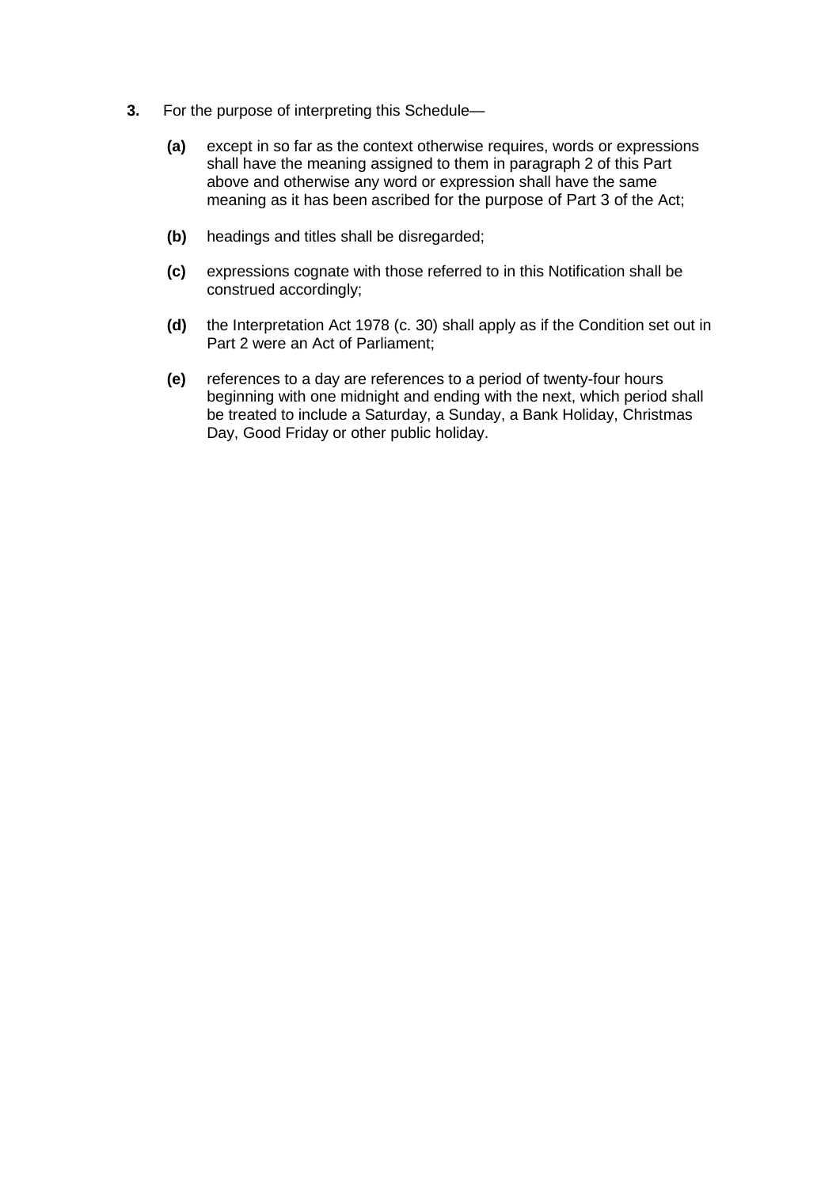**3.** For the purpose of interpreting this Schedule—

**(a)** except in so far as the context otherwise requires, words or expressions shall have the meaning assigned to them in paragraph 2 of this Part above and otherwise any word or expression shall have the same meaning as it has been ascribed for the purpose of Part 3 of the Act;

**(b)** headings and titles shall be disregarded;

**(c)** expressions cognate with those referred to in this Notification shall be construed accordingly;

**(d)** the Interpretation Act 1978 (c. 30) shall apply as if the Condition set out in Part 2 were an Act of Parliament;

**(e)** references to a day are references to a period of twenty-four hours beginning with one midnight and ending with the next, which period shall be treated to include a Saturday, a Sunday, a Bank Holiday, Christmas Day, Good Friday or other public holiday.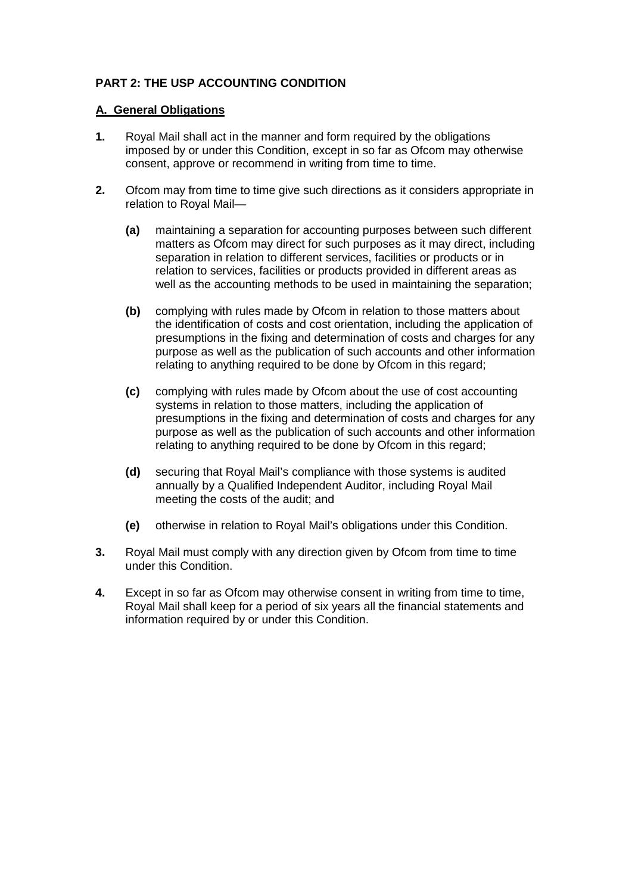## PART 2: THE USP ACCOUNTING CONDITION

### A. General Obligations

**1.** Royal Mail shall act in the manner and form required by the obligations imposed by or under this Condition, except in so far as Ofcom may otherwise consent, approve or recommend in writing from time to time.

**2.** Ofcom may from time to time give such directions as it considers appropriate in relation to Royal Mail—

- **(a)** maintaining a separation for accounting purposes between such different matters as Ofcom may direct for such purposes as it may direct, including separation in relation to different services, facilities or products or in relation to services, facilities or products provided in different areas as well as the accounting methods to be used in maintaining the separation;
- **(b)** complying with rules made by Ofcom in relation to those matters about the identification of costs and cost orientation, including the application of presumptions in the fixing and determination of costs and charges for any purpose as well as the publication of such accounts and other information relating to anything required to be done by Ofcom in this regard;
- **(c)** complying with rules made by Ofcom about the use of cost accounting systems in relation to those matters, including the application of presumptions in the fixing and determination of costs and charges for any purpose as well as the publication of such accounts and other information relating to anything required to be done by Ofcom in this regard;
- **(d)** securing that Royal Mail's compliance with those systems is audited annually by a Qualified Independent Auditor, including Royal Mail meeting the costs of the audit; and
- **(e)** otherwise in relation to Royal Mail's obligations under this Condition.

**3.** Royal Mail must comply with any direction given by Ofcom from time to time under this Condition.

**4.** Except in so far as Ofcom may otherwise consent in writing from time to time, Royal Mail shall keep for a period of six years all the financial statements and information required by or under this Condition.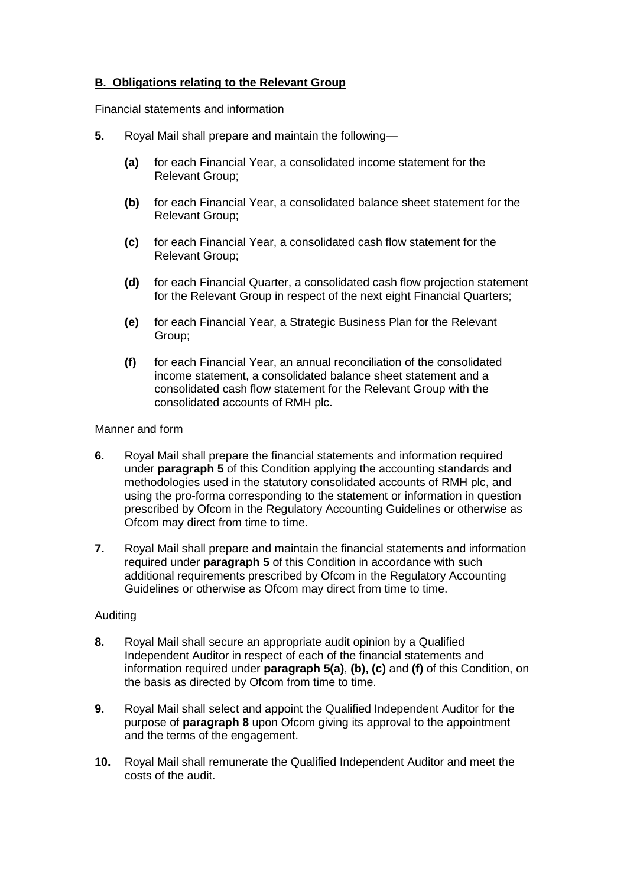## B. Obligations relating to the Relevant Group

Financial statements and information

**5.** Royal Mail shall prepare and maintain the following—

- **(a)** for each Financial Year, a consolidated income statement for the Relevant Group;
- **(b)** for each Financial Year, a consolidated balance sheet statement for the Relevant Group;
- **(c)** for each Financial Year, a consolidated cash flow statement for the Relevant Group;
- **(d)** for each Financial Quarter, a consolidated cash flow projection statement for the Relevant Group in respect of the next eight Financial Quarters;
- **(e)** for each Financial Year, a Strategic Business Plan for the Relevant Group;
- **(f)** for each Financial Year, an annual reconciliation of the consolidated income statement, a consolidated balance sheet statement and a consolidated cash flow statement for the Relevant Group with the consolidated accounts of RMH plc.

Manner and form

**6.** Royal Mail shall prepare the financial statements and information required under **paragraph 5** of this Condition applying the accounting standards and methodologies used in the statutory consolidated accounts of RMH plc, and using the pro-forma corresponding to the statement or information in question prescribed by Ofcom in the Regulatory Accounting Guidelines or otherwise as Ofcom may direct from time to time.

**7.** Royal Mail shall prepare and maintain the financial statements and information required under **paragraph 5** of this Condition in accordance with such additional requirements prescribed by Ofcom in the Regulatory Accounting Guidelines or otherwise as Ofcom may direct from time to time.

Auditing

**8.** Royal Mail shall secure an appropriate audit opinion by a Qualified Independent Auditor in respect of each of the financial statements and information required under **paragraph 5(a)**, **(b), (c)** and **(f)** of this Condition, on the basis as directed by Ofcom from time to time.

**9.** Royal Mail shall select and appoint the Qualified Independent Auditor for the purpose of **paragraph 8** upon Ofcom giving its approval to the appointment and the terms of the engagement.

**10.** Royal Mail shall remunerate the Qualified Independent Auditor and meet the costs of the audit.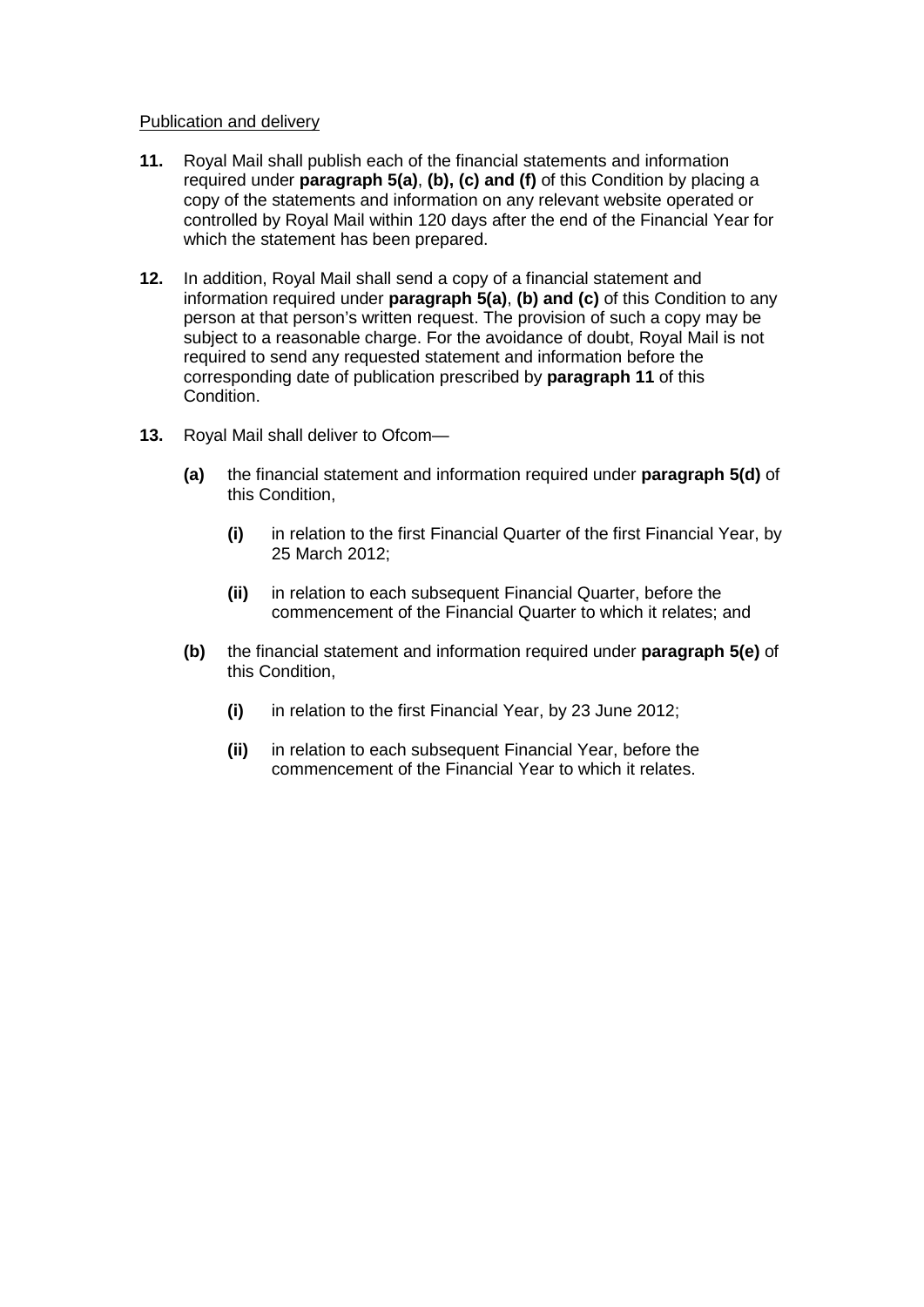Publication and delivery

**11.** Royal Mail shall publish each of the financial statements and information required under **paragraph 5(a)**, **(b), (c) and (f)** of this Condition by placing a copy of the statements and information on any relevant website operated or controlled by Royal Mail within 120 days after the end of the Financial Year for which the statement has been prepared.

**12.** In addition, Royal Mail shall send a copy of a financial statement and information required under **paragraph 5(a)**, **(b) and (c)** of this Condition to any person at that person's written request. The provision of such a copy may be subject to a reasonable charge. For the avoidance of doubt, Royal Mail is not required to send any requested statement and information before the corresponding date of publication prescribed by **paragraph 11** of this Condition.

**13.** Royal Mail shall deliver to Ofcom—

- **(a)** the financial statement and information required under **paragraph 5(d)** of this Condition,
  - **(i)** in relation to the first Financial Quarter of the first Financial Year, by 25 March 2012;
  - **(ii)** in relation to each subsequent Financial Quarter, before the commencement of the Financial Quarter to which it relates; and
- **(b)** the financial statement and information required under **paragraph 5(e)** of this Condition,
  - **(i)** in relation to the first Financial Year, by 23 June 2012;
  - **(ii)** in relation to each subsequent Financial Year, before the commencement of the Financial Year to which it relates.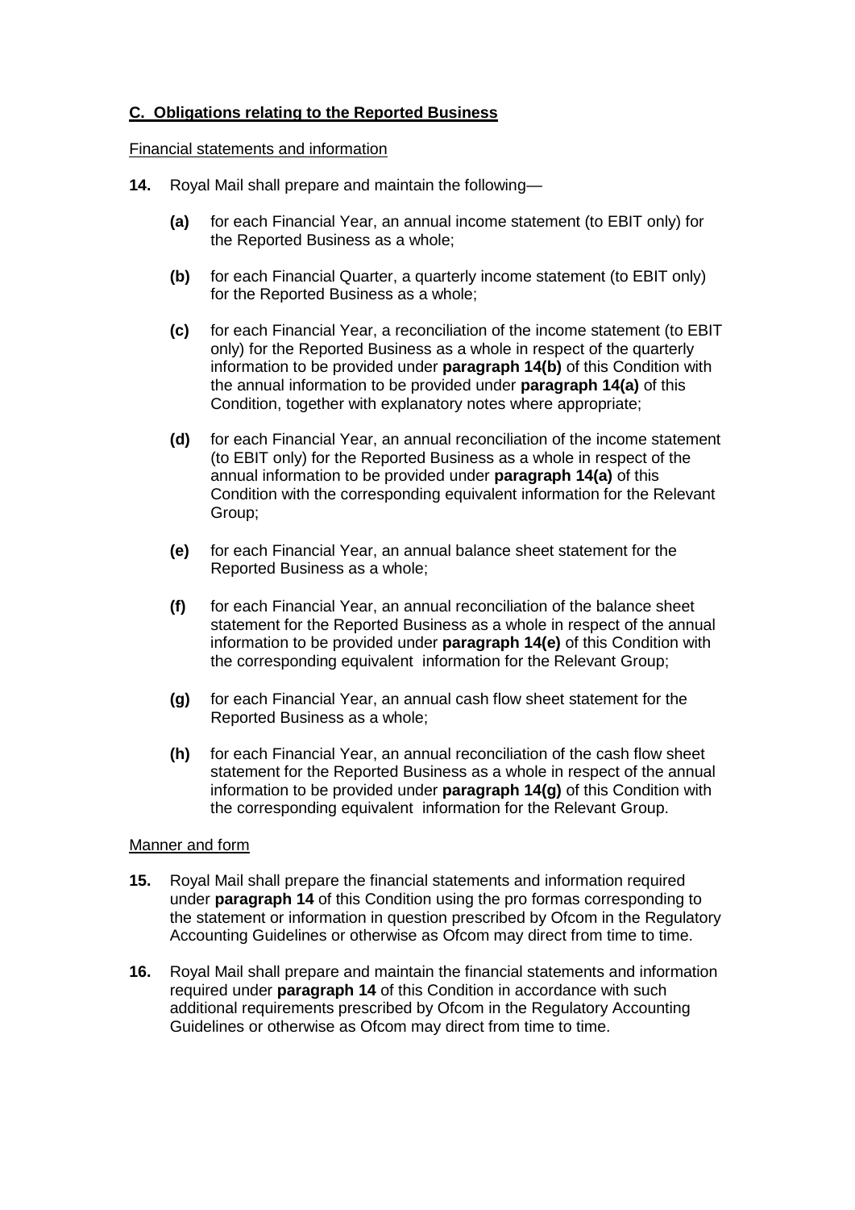## C. Obligations relating to the Reported Business

Financial statements and information

**14.** Royal Mail shall prepare and maintain the following—

**(a)** for each Financial Year, an annual income statement (to EBIT only) for the Reported Business as a whole;

**(b)** for each Financial Quarter, a quarterly income statement (to EBIT only) for the Reported Business as a whole;

**(c)** for each Financial Year, a reconciliation of the income statement (to EBIT only) for the Reported Business as a whole in respect of the quarterly information to be provided under **paragraph 14(b)** of this Condition with the annual information to be provided under **paragraph 14(a)** of this Condition, together with explanatory notes where appropriate;

**(d)** for each Financial Year, an annual reconciliation of the income statement (to EBIT only) for the Reported Business as a whole in respect of the annual information to be provided under **paragraph 14(a)** of this Condition with the corresponding equivalent information for the Relevant Group;

**(e)** for each Financial Year, an annual balance sheet statement for the Reported Business as a whole;

**(f)** for each Financial Year, an annual reconciliation of the balance sheet statement for the Reported Business as a whole in respect of the annual information to be provided under **paragraph 14(e)** of this Condition with the corresponding equivalent information for the Relevant Group;

**(g)** for each Financial Year, an annual cash flow sheet statement for the Reported Business as a whole;

**(h)** for each Financial Year, an annual reconciliation of the cash flow sheet statement for the Reported Business as a whole in respect of the annual information to be provided under **paragraph 14(g)** of this Condition with the corresponding equivalent information for the Relevant Group.

Manner and form

**15.** Royal Mail shall prepare the financial statements and information required under **paragraph 14** of this Condition using the pro formas corresponding to the statement or information in question prescribed by Ofcom in the Regulatory Accounting Guidelines or otherwise as Ofcom may direct from time to time.

**16.** Royal Mail shall prepare and maintain the financial statements and information required under **paragraph 14** of this Condition in accordance with such additional requirements prescribed by Ofcom in the Regulatory Accounting Guidelines or otherwise as Ofcom may direct from time to time.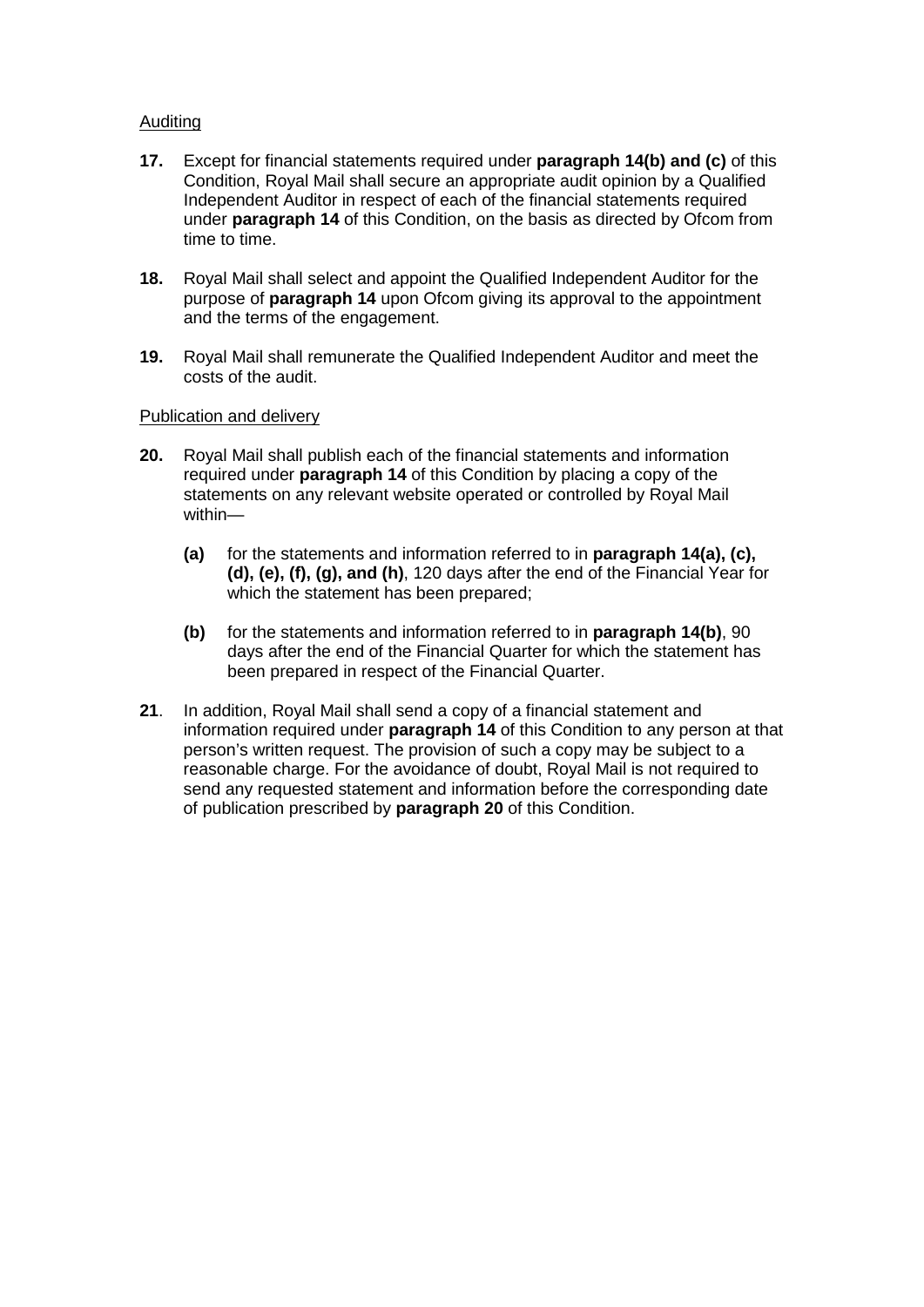<u>Auditing</u>

**17.** Except for financial statements required under **paragraph 14(b) and (c)** of this Condition, Royal Mail shall secure an appropriate audit opinion by a Qualified Independent Auditor in respect of each of the financial statements required under **paragraph 14** of this Condition, on the basis as directed by Ofcom from time to time.

**18.** Royal Mail shall select and appoint the Qualified Independent Auditor for the purpose of **paragraph 14** upon Ofcom giving its approval to the appointment and the terms of the engagement.

**19.** Royal Mail shall remunerate the Qualified Independent Auditor and meet the costs of the audit.

<u>Publication and delivery</u>

**20.** Royal Mail shall publish each of the financial statements and information required under **paragraph 14** of this Condition by placing a copy of the statements on any relevant website operated or controlled by Royal Mail within—

- **(a)** for the statements and information referred to in **paragraph 14(a), (c), (d), (e), (f), (g), and (h)**, 120 days after the end of the Financial Year for which the statement has been prepared;

- **(b)** for the statements and information referred to in **paragraph 14(b)**, 90 days after the end of the Financial Quarter for which the statement has been prepared in respect of the Financial Quarter.

**21**. In addition, Royal Mail shall send a copy of a financial statement and information required under **paragraph 14** of this Condition to any person at that person's written request. The provision of such a copy may be subject to a reasonable charge. For the avoidance of doubt, Royal Mail is not required to send any requested statement and information before the corresponding date of publication prescribed by **paragraph 20** of this Condition.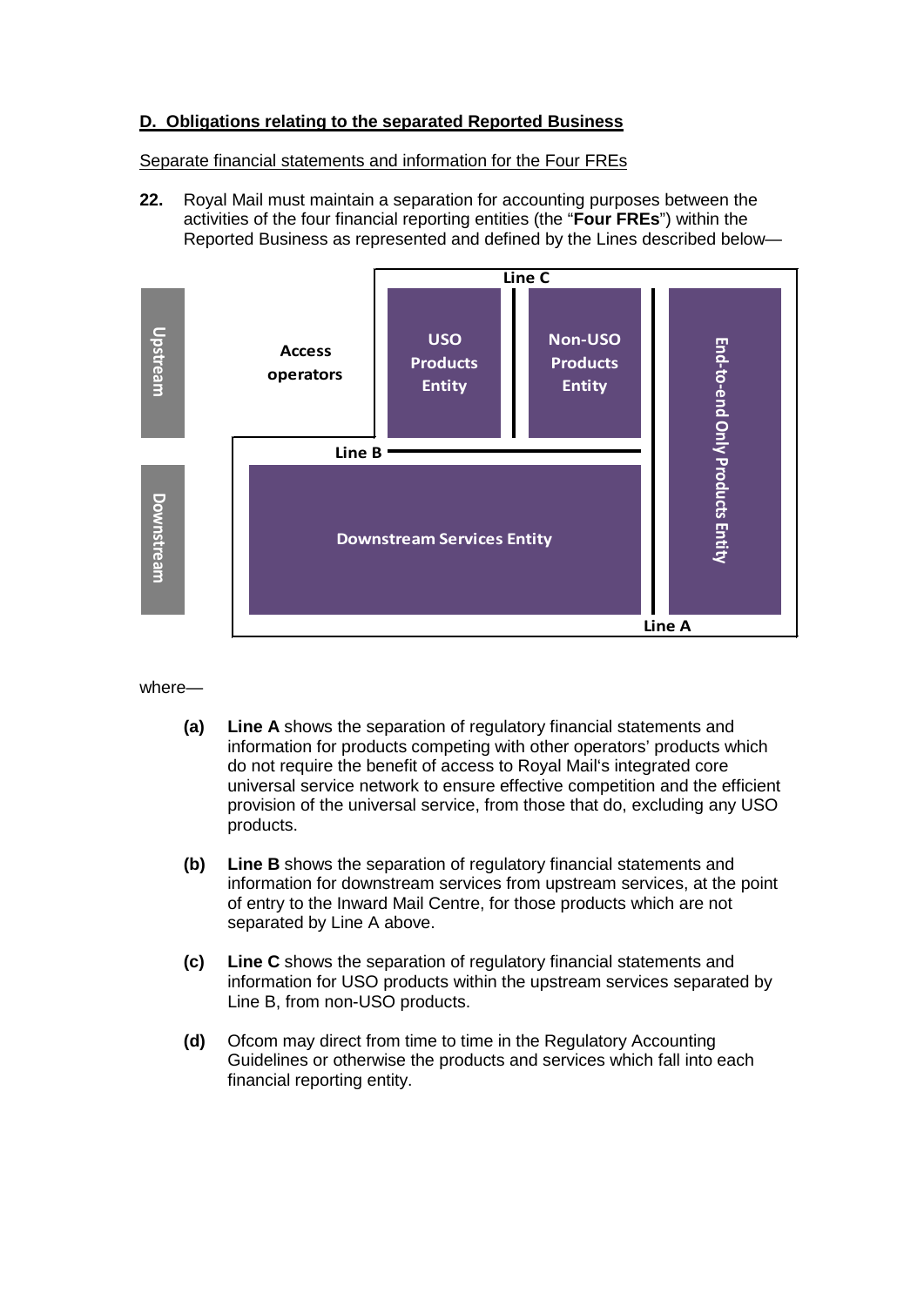**D. Obligations relating to the separated Reported Business**

Separate financial statements and information for the Four FREs

**22.** Royal Mail must maintain a separation for accounting purposes between the activities of the four financial reporting entities (the "**Four FREs**") within the Reported Business as represented and defined by the Lines described below—

where—

**(a)** **Line A** shows the separation of regulatory financial statements and information for products competing with other operators' products which do not require the benefit of access to Royal Mail's integrated core universal service network to ensure effective competition and the efficient provision of the universal service, from those that do, excluding any USO products.

**(b)** **Line B** shows the separation of regulatory financial statements and information for downstream services from upstream services, at the point of entry to the Inward Mail Centre, for those products which are not separated by Line A above.

**(c)** **Line C** shows the separation of regulatory financial statements and information for USO products within the upstream services separated by Line B, from non-USO products.

**(d)** Ofcom may direct from time to time in the Regulatory Accounting Guidelines or otherwise the products and services which fall into each financial reporting entity.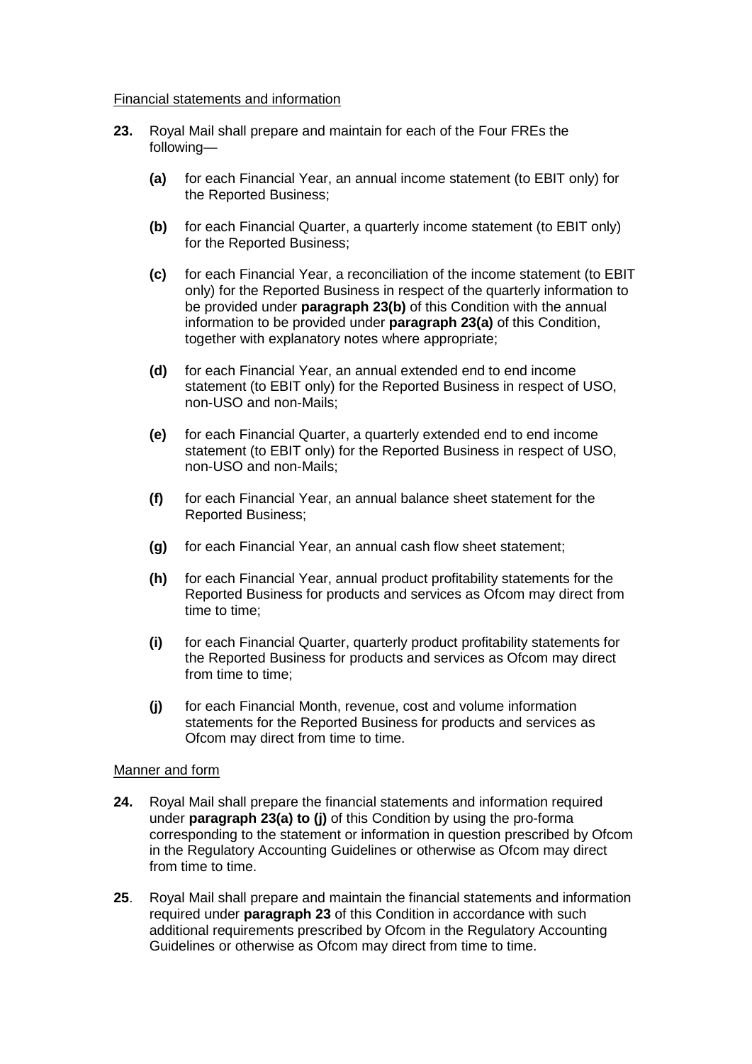Financial statements and information

**23.** Royal Mail shall prepare and maintain for each of the Four FREs the following—

**(a)** for each Financial Year, an annual income statement (to EBIT only) for the Reported Business;

**(b)** for each Financial Quarter, a quarterly income statement (to EBIT only) for the Reported Business;

**(c)** for each Financial Year, a reconciliation of the income statement (to EBIT only) for the Reported Business in respect of the quarterly information to be provided under **paragraph 23(b)** of this Condition with the annual information to be provided under **paragraph 23(a)** of this Condition, together with explanatory notes where appropriate;

**(d)** for each Financial Year, an annual extended end to end income statement (to EBIT only) for the Reported Business in respect of USO, non-USO and non-Mails;

**(e)** for each Financial Quarter, a quarterly extended end to end income statement (to EBIT only) for the Reported Business in respect of USO, non-USO and non-Mails;

**(f)** for each Financial Year, an annual balance sheet statement for the Reported Business;

**(g)** for each Financial Year, an annual cash flow sheet statement;

**(h)** for each Financial Year, annual product profitability statements for the Reported Business for products and services as Ofcom may direct from time to time;

**(i)** for each Financial Quarter, quarterly product profitability statements for the Reported Business for products and services as Ofcom may direct from time to time;

**(j)** for each Financial Month, revenue, cost and volume information statements for the Reported Business for products and services as Ofcom may direct from time to time.

Manner and form

**24.** Royal Mail shall prepare the financial statements and information required under **paragraph 23(a) to (j)** of this Condition by using the pro-forma corresponding to the statement or information in question prescribed by Ofcom in the Regulatory Accounting Guidelines or otherwise as Ofcom may direct from time to time.

**25**. Royal Mail shall prepare and maintain the financial statements and information required under **paragraph 23** of this Condition in accordance with such additional requirements prescribed by Ofcom in the Regulatory Accounting Guidelines or otherwise as Ofcom may direct from time to time.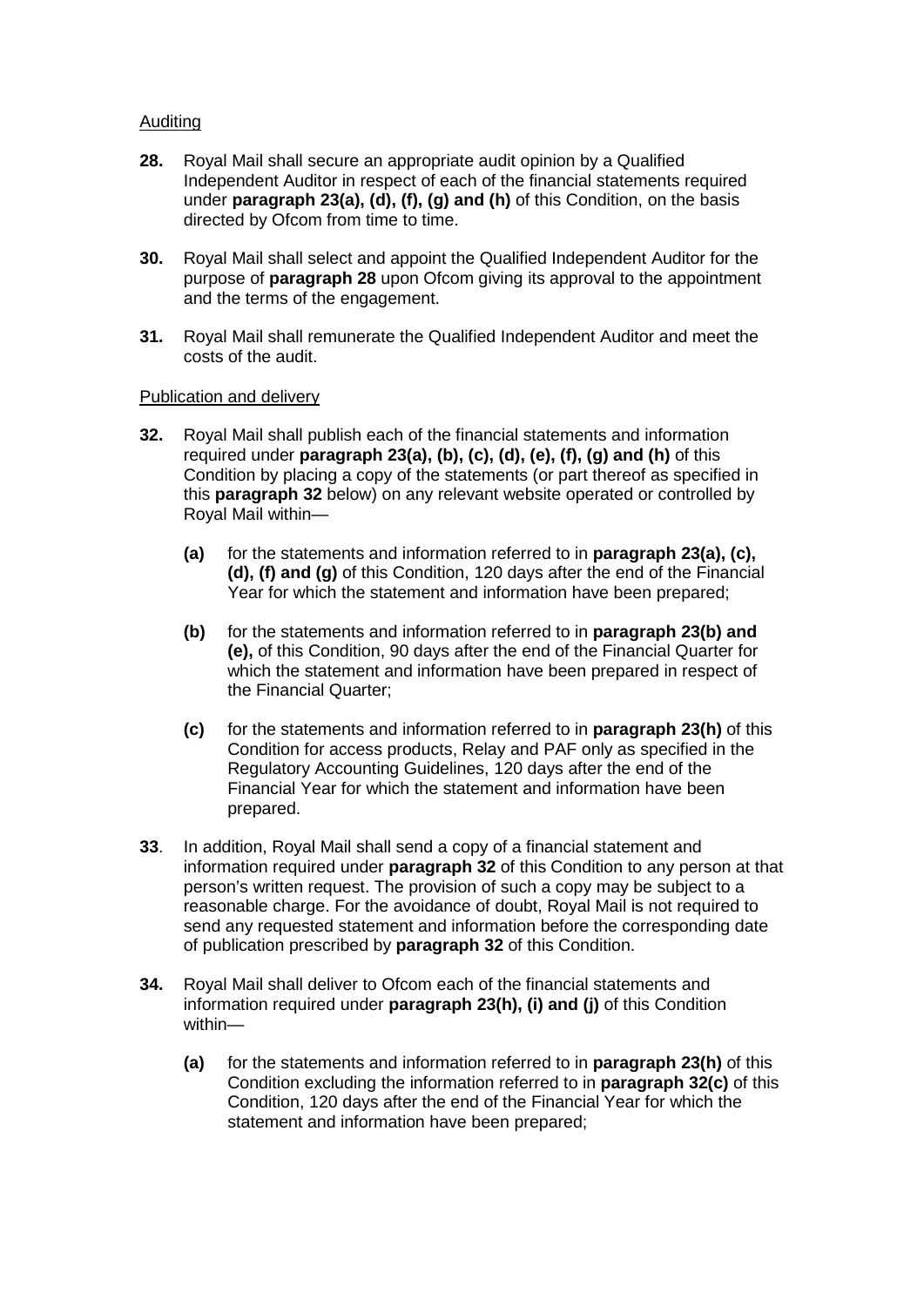Auditing

**28.** Royal Mail shall secure an appropriate audit opinion by a Qualified Independent Auditor in respect of each of the financial statements required under **paragraph 23(a), (d), (f), (g) and (h)** of this Condition, on the basis directed by Ofcom from time to time.

**30.** Royal Mail shall select and appoint the Qualified Independent Auditor for the purpose of **paragraph 28** upon Ofcom giving its approval to the appointment and the terms of the engagement.

**31.** Royal Mail shall remunerate the Qualified Independent Auditor and meet the costs of the audit.

Publication and delivery

**32.** Royal Mail shall publish each of the financial statements and information required under **paragraph 23(a), (b), (c), (d), (e), (f), (g) and (h)** of this Condition by placing a copy of the statements (or part thereof as specified in this **paragraph 32** below) on any relevant website operated or controlled by Royal Mail within—

- **(a)** for the statements and information referred to in **paragraph 23(a), (c), (d), (f) and (g)** of this Condition, 120 days after the end of the Financial Year for which the statement and information have been prepared;

- **(b)** for the statements and information referred to in **paragraph 23(b) and (e),** of this Condition, 90 days after the end of the Financial Quarter for which the statement and information have been prepared in respect of the Financial Quarter;

- **(c)** for the statements and information referred to in **paragraph 23(h)** of this Condition for access products, Relay and PAF only as specified in the Regulatory Accounting Guidelines, 120 days after the end of the Financial Year for which the statement and information have been prepared.

**33**. In addition, Royal Mail shall send a copy of a financial statement and information required under **paragraph 32** of this Condition to any person at that person's written request. The provision of such a copy may be subject to a reasonable charge. For the avoidance of doubt, Royal Mail is not required to send any requested statement and information before the corresponding date of publication prescribed by **paragraph 32** of this Condition.

**34.** Royal Mail shall deliver to Ofcom each of the financial statements and information required under **paragraph 23(h), (i) and (j)** of this Condition within—

- **(a)** for the statements and information referred to in **paragraph 23(h)** of this Condition excluding the information referred to in **paragraph 32(c)** of this Condition, 120 days after the end of the Financial Year for which the statement and information have been prepared;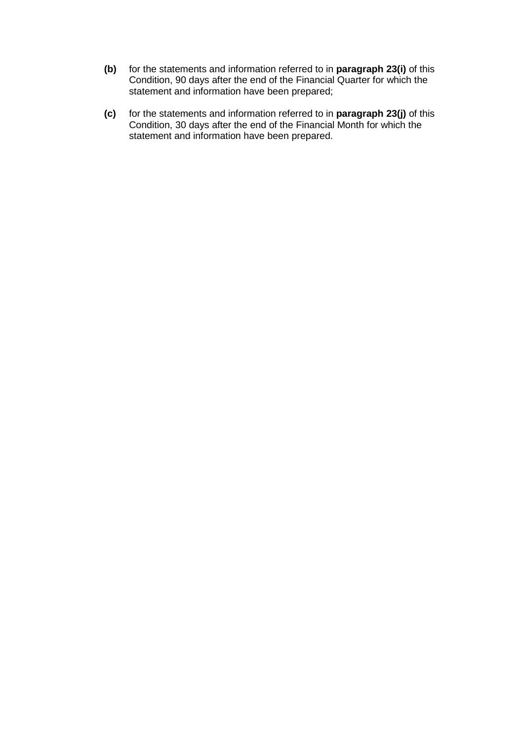**(b)** for the statements and information referred to in **paragraph 23(i)** of this Condition, 90 days after the end of the Financial Quarter for which the statement and information have been prepared;

**(c)** for the statements and information referred to in **paragraph 23(j)** of this Condition, 30 days after the end of the Financial Month for which the statement and information have been prepared.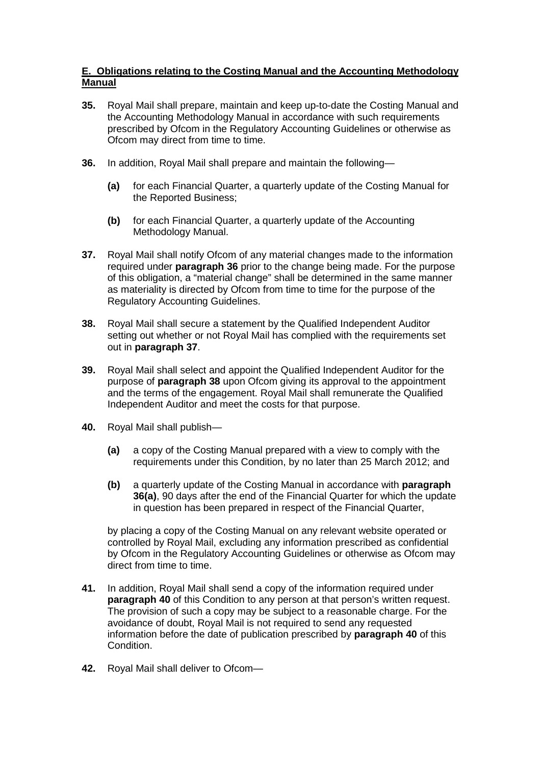**E. Obligations relating to the Costing Manual and the Accounting Methodology Manual**

**35.** Royal Mail shall prepare, maintain and keep up-to-date the Costing Manual and the Accounting Methodology Manual in accordance with such requirements prescribed by Ofcom in the Regulatory Accounting Guidelines or otherwise as Ofcom may direct from time to time.

**36.** In addition, Royal Mail shall prepare and maintain the following—

> **(a)** for each Financial Quarter, a quarterly update of the Costing Manual for the Reported Business;
>
> **(b)** for each Financial Quarter, a quarterly update of the Accounting Methodology Manual.

**37.** Royal Mail shall notify Ofcom of any material changes made to the information required under **paragraph 36** prior to the change being made. For the purpose of this obligation, a "material change" shall be determined in the same manner as materiality is directed by Ofcom from time to time for the purpose of the Regulatory Accounting Guidelines.

**38.** Royal Mail shall secure a statement by the Qualified Independent Auditor setting out whether or not Royal Mail has complied with the requirements set out in **paragraph 37**.

**39.** Royal Mail shall select and appoint the Qualified Independent Auditor for the purpose of **paragraph 38** upon Ofcom giving its approval to the appointment and the terms of the engagement. Royal Mail shall remunerate the Qualified Independent Auditor and meet the costs for that purpose.

**40.** Royal Mail shall publish—

> **(a)** a copy of the Costing Manual prepared with a view to comply with the requirements under this Condition, by no later than 25 March 2012; and
>
> **(b)** a quarterly update of the Costing Manual in accordance with **paragraph 36(a)**, 90 days after the end of the Financial Quarter for which the update in question has been prepared in respect of the Financial Quarter,

by placing a copy of the Costing Manual on any relevant website operated or controlled by Royal Mail, excluding any information prescribed as confidential by Ofcom in the Regulatory Accounting Guidelines or otherwise as Ofcom may direct from time to time.

**41.** In addition, Royal Mail shall send a copy of the information required under **paragraph 40** of this Condition to any person at that person's written request. The provision of such a copy may be subject to a reasonable charge. For the avoidance of doubt, Royal Mail is not required to send any requested information before the date of publication prescribed by **paragraph 40** of this Condition.

**42.** Royal Mail shall deliver to Ofcom—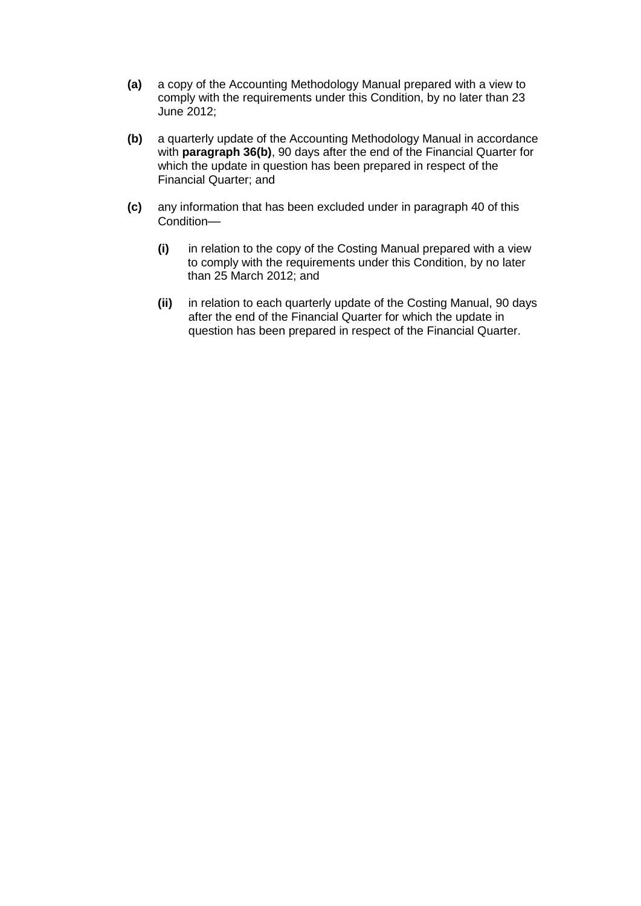**(a)** a copy of the Accounting Methodology Manual prepared with a view to comply with the requirements under this Condition, by no later than 23 June 2012;

**(b)** a quarterly update of the Accounting Methodology Manual in accordance with **paragraph 36(b)**, 90 days after the end of the Financial Quarter for which the update in question has been prepared in respect of the Financial Quarter; and

**(c)** any information that has been excluded under in paragraph 40 of this Condition—

  **(i)** in relation to the copy of the Costing Manual prepared with a view to comply with the requirements under this Condition, by no later than 25 March 2012; and

  **(ii)** in relation to each quarterly update of the Costing Manual, 90 days after the end of the Financial Quarter for which the update in question has been prepared in respect of the Financial Quarter.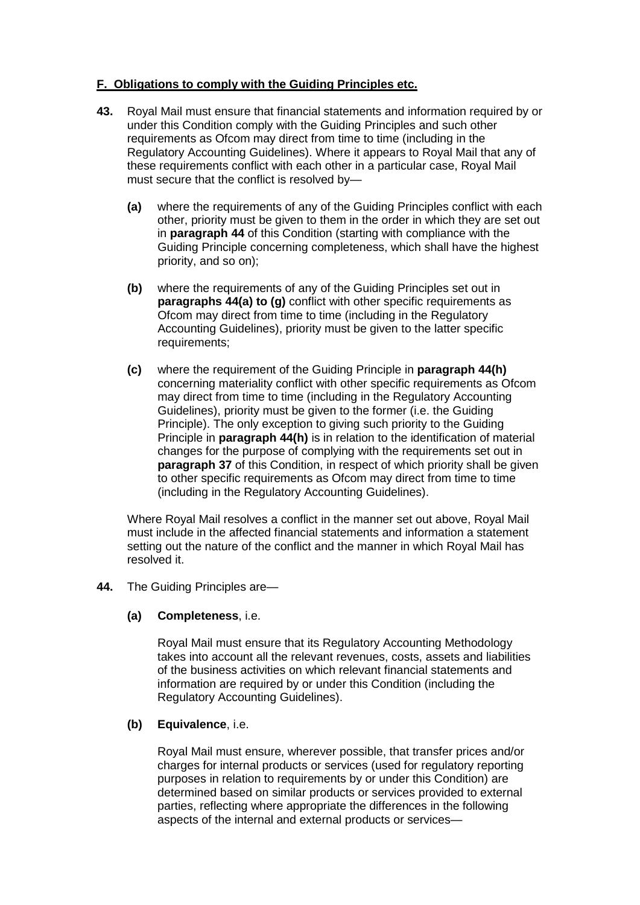## F. Obligations to comply with the Guiding Principles etc.

**43.** Royal Mail must ensure that financial statements and information required by or under this Condition comply with the Guiding Principles and such other requirements as Ofcom may direct from time to time (including in the Regulatory Accounting Guidelines). Where it appears to Royal Mail that any of these requirements conflict with each other in a particular case, Royal Mail must secure that the conflict is resolved by—

**(a)** where the requirements of any of the Guiding Principles conflict with each other, priority must be given to them in the order in which they are set out in **paragraph 44** of this Condition (starting with compliance with the Guiding Principle concerning completeness, which shall have the highest priority, and so on);

**(b)** where the requirements of any of the Guiding Principles set out in **paragraphs 44(a) to (g)** conflict with other specific requirements as Ofcom may direct from time to time (including in the Regulatory Accounting Guidelines), priority must be given to the latter specific requirements;

**(c)** where the requirement of the Guiding Principle in **paragraph 44(h)** concerning materiality conflict with other specific requirements as Ofcom may direct from time to time (including in the Regulatory Accounting Guidelines), priority must be given to the former (i.e. the Guiding Principle). The only exception to giving such priority to the Guiding Principle in **paragraph 44(h)** is in relation to the identification of material changes for the purpose of complying with the requirements set out in **paragraph 37** of this Condition, in respect of which priority shall be given to other specific requirements as Ofcom may direct from time to time (including in the Regulatory Accounting Guidelines).

Where Royal Mail resolves a conflict in the manner set out above, Royal Mail must include in the affected financial statements and information a statement setting out the nature of the conflict and the manner in which Royal Mail has resolved it.

**44.** The Guiding Principles are—

**(a) Completeness**, i.e.

Royal Mail must ensure that its Regulatory Accounting Methodology takes into account all the relevant revenues, costs, assets and liabilities of the business activities on which relevant financial statements and information are required by or under this Condition (including the Regulatory Accounting Guidelines).

**(b) Equivalence**, i.e.

Royal Mail must ensure, wherever possible, that transfer prices and/or charges for internal products or services (used for regulatory reporting purposes in relation to requirements by or under this Condition) are determined based on similar products or services provided to external parties, reflecting where appropriate the differences in the following aspects of the internal and external products or services—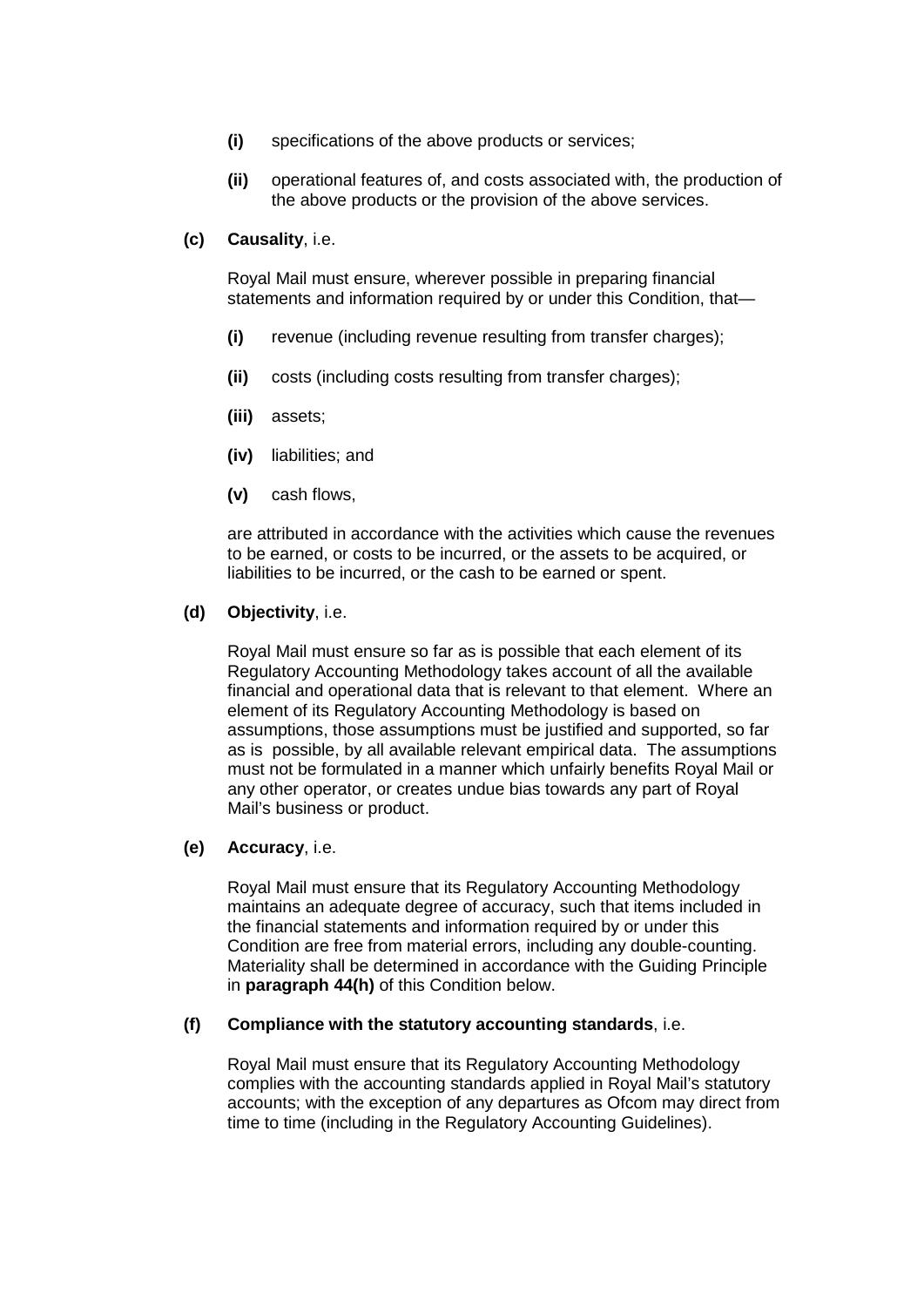- **(i)** specifications of the above products or services;
- **(ii)** operational features of, and costs associated with, the production of the above products or the provision of the above services.

**(c) Causality**, i.e.

Royal Mail must ensure, wherever possible in preparing financial statements and information required by or under this Condition, that—

- **(i)** revenue (including revenue resulting from transfer charges);
- **(ii)** costs (including costs resulting from transfer charges);
- **(iii)** assets;
- **(iv)** liabilities; and
- **(v)** cash flows,

are attributed in accordance with the activities which cause the revenues to be earned, or costs to be incurred, or the assets to be acquired, or liabilities to be incurred, or the cash to be earned or spent.

**(d) Objectivity**, i.e.

Royal Mail must ensure so far as is possible that each element of its Regulatory Accounting Methodology takes account of all the available financial and operational data that is relevant to that element. Where an element of its Regulatory Accounting Methodology is based on assumptions, those assumptions must be justified and supported, so far as is possible, by all available relevant empirical data. The assumptions must not be formulated in a manner which unfairly benefits Royal Mail or any other operator, or creates undue bias towards any part of Royal Mail's business or product.

**(e) Accuracy**, i.e.

Royal Mail must ensure that its Regulatory Accounting Methodology maintains an adequate degree of accuracy, such that items included in the financial statements and information required by or under this Condition are free from material errors, including any double-counting. Materiality shall be determined in accordance with the Guiding Principle in **paragraph 44(h)** of this Condition below.

**(f) Compliance with the statutory accounting standards**, i.e.

Royal Mail must ensure that its Regulatory Accounting Methodology complies with the accounting standards applied in Royal Mail's statutory accounts; with the exception of any departures as Ofcom may direct from time to time (including in the Regulatory Accounting Guidelines).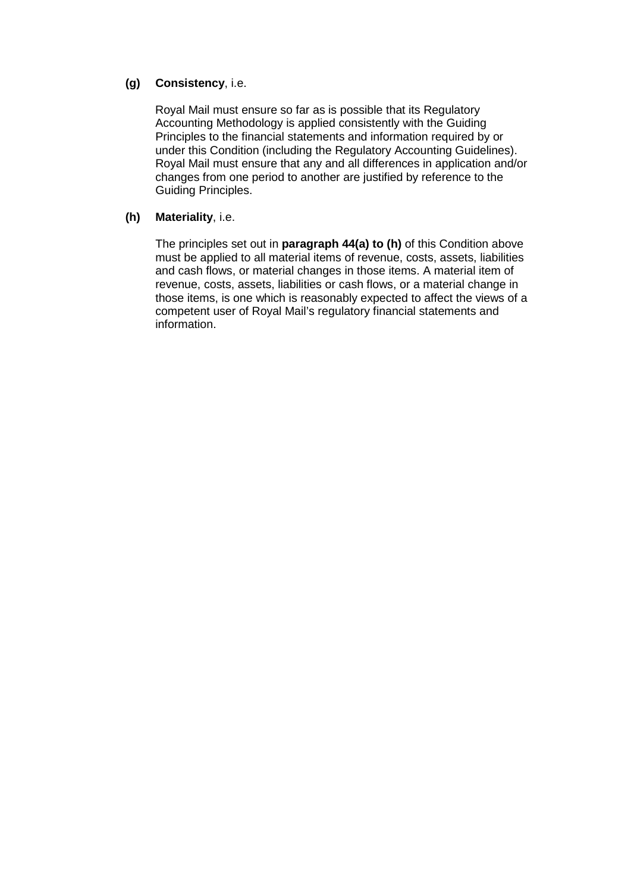**(g)** **Consistency**, i.e.

Royal Mail must ensure so far as is possible that its Regulatory Accounting Methodology is applied consistently with the Guiding Principles to the financial statements and information required by or under this Condition (including the Regulatory Accounting Guidelines). Royal Mail must ensure that any and all differences in application and/or changes from one period to another are justified by reference to the Guiding Principles.

**(h)** **Materiality**, i.e.

The principles set out in **paragraph 44(a) to (h)** of this Condition above must be applied to all material items of revenue, costs, assets, liabilities and cash flows, or material changes in those items. A material item of revenue, costs, assets, liabilities or cash flows, or a material change in those items, is one which is reasonably expected to affect the views of a competent user of Royal Mail's regulatory financial statements and information.